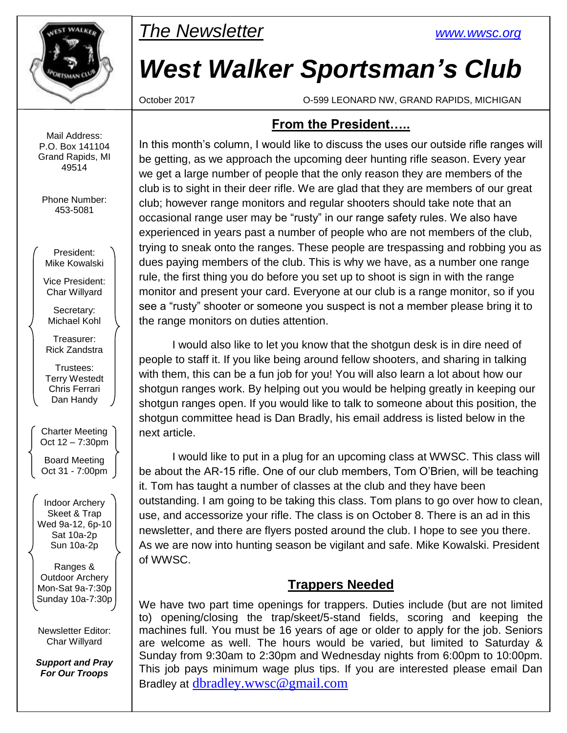*The Newsletter* www.wwsc.org

# West Walker Sportsman's Club

October 2017 — O-599 LEONARD NW, GRAND RAPIDS, MICHIGAN

Mail Address:
P.O. Box 141104
Grand Rapids, MI
49514

Phone Number:
453-5081

President:
Mike Kowalski

Vice President:
Char Willyard

Secretary:
Michael Kohl

Treasurer:
Rick Zandstra

Trustees:
Terry Westedt
Chris Ferrari
Dan Handy

Charter Meeting
Oct 12 – 7:30pm

Board Meeting
Oct 31 - 7:00pm

Indoor Archery
Skeet & Trap
Wed 9a-12, 6p-10
Sat 10a-2p
Sun 10a-2p

Ranges &
Outdoor Archery
Mon-Sat 9a-7:30p
Sunday 10a-7:30p

Newsletter Editor:
Char Willyard

***Support and Pray For Our Troops***

## From the President…..

In this month's column, I would like to discuss the uses our outside rifle ranges will be getting, as we approach the upcoming deer hunting rifle season. Every year we get a large number of people that the only reason they are members of the club is to sight in their deer rifle. We are glad that they are members of our great club; however range monitors and regular shooters should take note that an occasional range user may be "rusty" in our range safety rules. We also have experienced in years past a number of people who are not members of the club, trying to sneak onto the ranges. These people are trespassing and robbing you as dues paying members of the club. This is why we have, as a number one range rule, the first thing you do before you set up to shoot is sign in with the range monitor and present your card. Everyone at our club is a range monitor, so if you see a "rusty" shooter or someone you suspect is not a member please bring it to the range monitors on duties attention.

I would also like to let you know that the shotgun desk is in dire need of people to staff it. If you like being around fellow shooters, and sharing in talking with them, this can be a fun job for you! You will also learn a lot about how our shotgun ranges work. By helping out you would be helping greatly in keeping our shotgun ranges open. If you would like to talk to someone about this position, the shotgun committee head is Dan Bradly, his email address is listed below in the next article.

I would like to put in a plug for an upcoming class at WWSC. This class will be about the AR-15 rifle. One of our club members, Tom O'Brien, will be teaching it. Tom has taught a number of classes at the club and they have been outstanding. I am going to be taking this class. Tom plans to go over how to clean, use, and accessorize your rifle. The class is on October 8. There is an ad in this newsletter, and there are flyers posted around the club. I hope to see you there. As we are now into hunting season be vigilant and safe. Mike Kowalski. President of WWSC.

## Trappers Needed

We have two part time openings for trappers. Duties include (but are not limited to) opening/closing the trap/skeet/5-stand fields, scoring and keeping the machines full. You must be 16 years of age or older to apply for the job. Seniors are welcome as well. The hours would be varied, but limited to Saturday & Sunday from 9:30am to 2:30pm and Wednesday nights from 6:00pm to 10:00pm. This job pays minimum wage plus tips. If you are interested please email Dan Bradley at dbradley.wwsc@gmail.com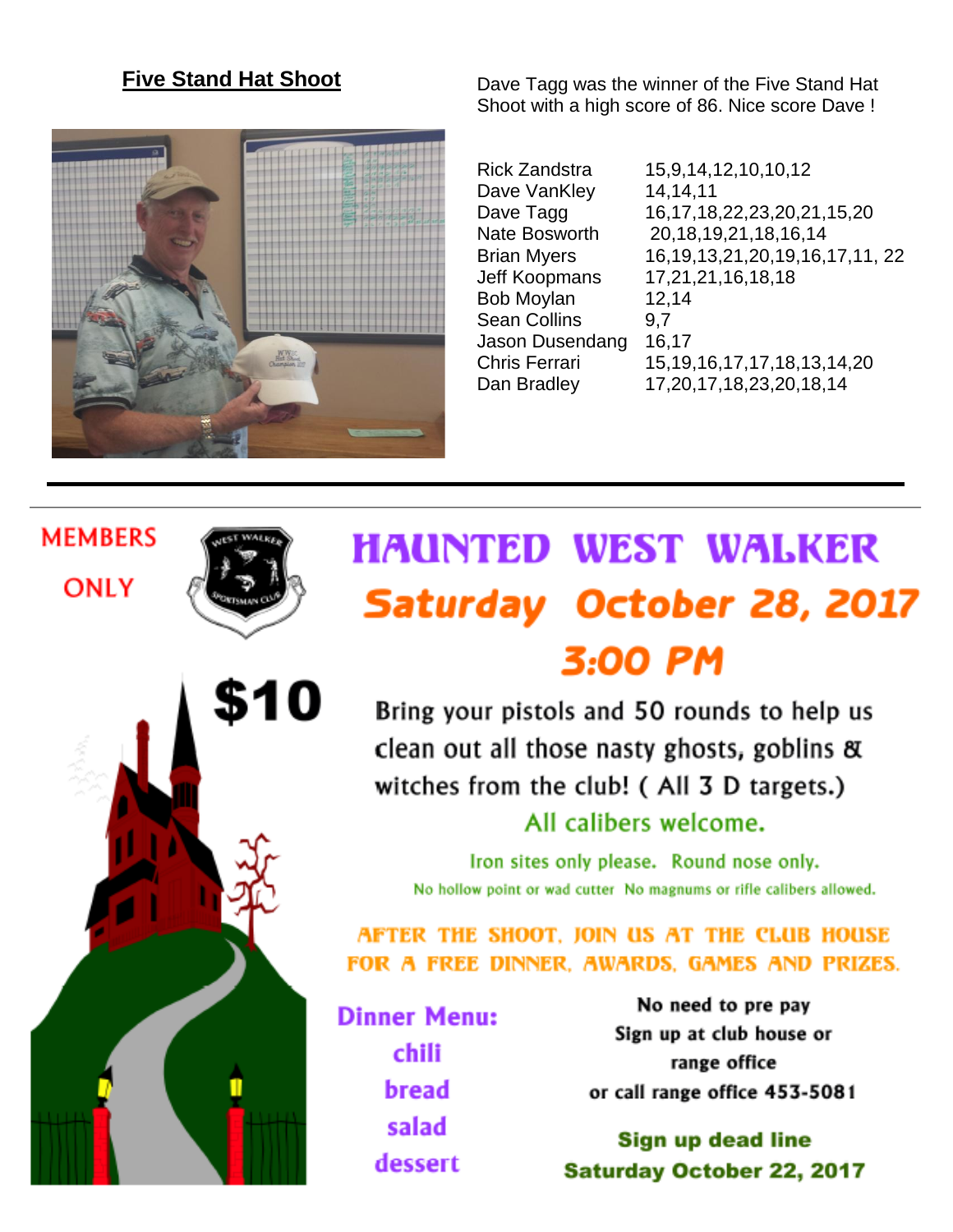## Five Stand Hat Shoot

Dave Tagg was the winner of the Five Stand Hat Shoot with a high score of 86. Nice score Dave !

| | |
|---|---|
| Rick Zandstra | 15,9,14,12,10,10,12 |
| Dave VanKley | 14,14,11 |
| Dave Tagg | 16,17,18,22,23,20,21,15,20 |
| Nate Bosworth | 20,18,19,21,18,16,14 |
| Brian Myers | 16,19,13,21,20,19,16,17,11, 22 |
| Jeff Koopmans | 17,21,21,16,18,18 |
| Bob Moylan | 12,14 |
| Sean Collins | 9,7 |
| Jason Dusendang | 16,17 |
| Chris Ferrari | 15,19,16,17,17,18,13,14,20 |
| Dan Bradley | 17,20,17,18,23,20,18,14 |

---

MEMBERS ONLY

# HAUNTED WEST WALKER

## Saturday October 28, 2017

## 3:00 PM

**$10**

Bring your pistols and 50 rounds to help us clean out all those nasty ghosts, goblins & witches from the club! ( All 3 D targets.)

All calibers welcome.

Iron sites only please. Round nose only.

No hollow point or wad cutter No magnums or rifle calibers allowed.

AFTER THE SHOOT, JOIN US AT THE CLUB HOUSE FOR A FREE DINNER, AWARDS, GAMES AND PRIZES.

**Dinner Menu:**
chili
bread
salad
dessert

No need to pre pay
Sign up at club house or range office
or call range office 453-5081

**Sign up dead line**
**Saturday October 22, 2017**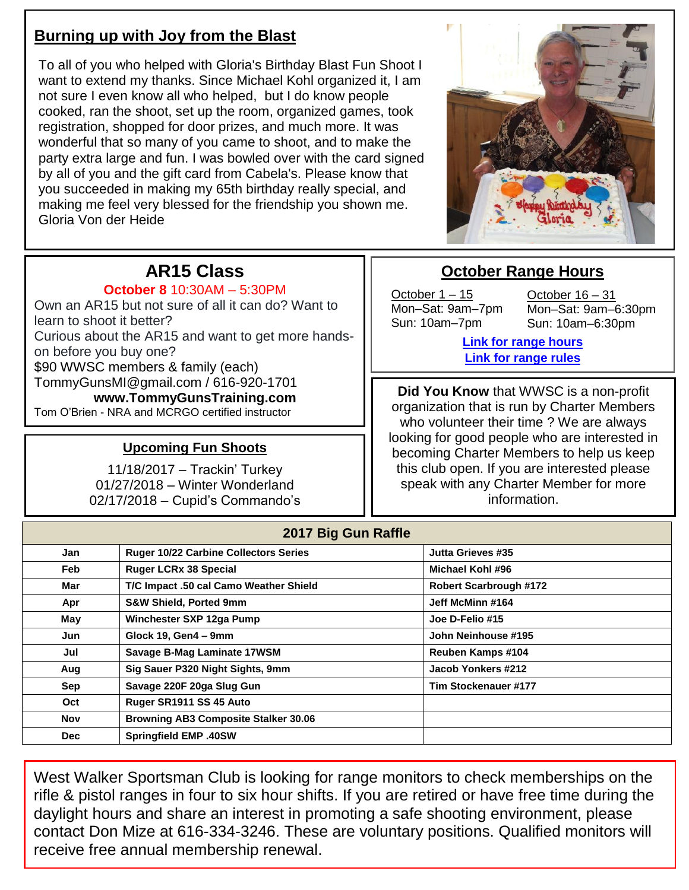## Burning up with Joy from the Blast

To all of you who helped with Gloria's Birthday Blast Fun Shoot I want to extend my thanks. Since Michael Kohl organized it, I am not sure I even know all who helped, but I do know people cooked, ran the shoot, set up the room, organized games, took registration, shopped for door prizes, and much more. It was wonderful that so many of you came to shoot, and to make the party extra large and fun. I was bowled over with the card signed by all of you and the gift card from Cabela's. Please know that you succeeded in making my 65th birthday really special, and making me feel very blessed for the friendship you shown me.
Gloria Von der Heide

## AR15 Class

**October 8** 10:30AM – 5:30PM

Own an AR15 but not sure of all it can do? Want to learn to shoot it better?
Curious about the AR15 and want to get more hands-on before you buy one?
$90 WWSC members & family (each)
TommyGunsMI@gmail.com / 616-920-1701
**www.TommyGunsTraining.com**
Tom O'Brien - NRA and MCRGO certified instructor

## Upcoming Fun Shoots

11/18/2017 – Trackin' Turkey
01/27/2018 – Winter Wonderland
02/17/2018 – Cupid's Commando's

## October Range Hours

October 1 – 15
Mon–Sat: 9am–7pm
Sun: 10am–7pm

October 16 – 31
Mon–Sat: 9am–6:30pm
Sun: 10am–6:30pm

Link for range hours
Link for range rules

**Did You Know** that WWSC is a non-profit organization that is run by Charter Members who volunteer their time ? We are always looking for good people who are interested in becoming Charter Members to help us keep this club open. If you are interested please speak with any Charter Member for more information.

| 2017 Big Gun Raffle | | |
|---|---|---|
| Jan | Ruger 10/22 Carbine Collectors Series | Jutta Grieves #35 |
| Feb | Ruger LCRx 38 Special | Michael Kohl #96 |
| Mar | T/C Impact .50 cal Camo Weather Shield | Robert Scarbrough #172 |
| Apr | S&W Shield, Ported 9mm | Jeff McMinn #164 |
| May | Winchester SXP 12ga Pump | Joe D-Felio #15 |
| Jun | Glock 19, Gen4 – 9mm | John Neinhouse #195 |
| Jul | Savage B-Mag Laminate 17WSM | Reuben Kamps #104 |
| Aug | Sig Sauer P320 Night Sights, 9mm | Jacob Yonkers #212 |
| Sep | Savage 220F 20ga Slug Gun | Tim Stockenauer #177 |
| Oct | Ruger SR1911 SS 45 Auto | |
| Nov | Browning AB3 Composite Stalker 30.06 | |
| Dec | Springfield EMP .40SW | |

West Walker Sportsman Club is looking for range monitors to check memberships on the rifle & pistol ranges in four to six hour shifts. If you are retired or have free time during the daylight hours and share an interest in promoting a safe shooting environment, please contact Don Mize at 616-334-3246. These are voluntary positions. Qualified monitors will receive free annual membership renewal.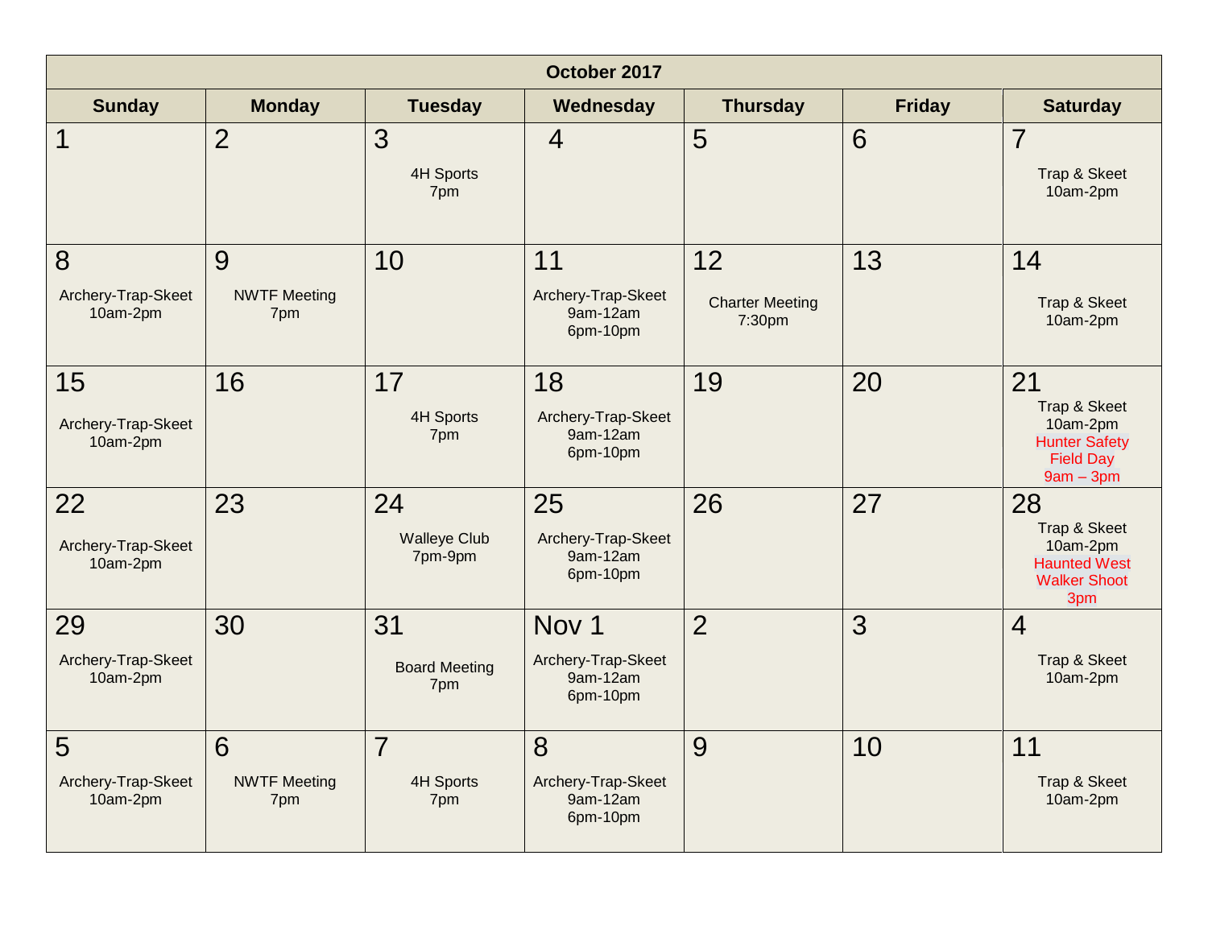| October 2017 | | | | | | |
|---|---|---|---|---|---|---|
| **Sunday** | **Monday** | **Tuesday** | **Wednesday** | **Thursday** | **Friday** | **Saturday** |
| 1 | 2 | 3<br>4H Sports<br>7pm | 4 | 5 | 6 | 7<br>Trap & Skeet<br>10am-2pm |
| 8<br>Archery-Trap-Skeet<br>10am-2pm | 9<br>NWTF Meeting<br>7pm | 10 | 11<br>Archery-Trap-Skeet<br>9am-12am<br>6pm-10pm | 12<br>Charter Meeting<br>7:30pm | 13 | 14<br>Trap & Skeet<br>10am-2pm |
| 15<br>Archery-Trap-Skeet<br>10am-2pm | 16 | 17<br>4H Sports<br>7pm | 18<br>Archery-Trap-Skeet<br>9am-12am<br>6pm-10pm | 19 | 20 | 21<br>Trap & Skeet<br>10am-2pm<br>Hunter Safety<br>Field Day<br>9am – 3pm |
| 22<br>Archery-Trap-Skeet<br>10am-2pm | 23 | 24<br>Walleye Club<br>7pm-9pm | 25<br>Archery-Trap-Skeet<br>9am-12am<br>6pm-10pm | 26 | 27 | 28<br>Trap & Skeet<br>10am-2pm<br>Haunted West<br>Walker Shoot<br>3pm |
| 29<br>Archery-Trap-Skeet<br>10am-2pm | 30 | 31<br>Board Meeting<br>7pm | Nov 1<br>Archery-Trap-Skeet<br>9am-12am<br>6pm-10pm | 2 | 3 | 4<br>Trap & Skeet<br>10am-2pm |
| 5<br>Archery-Trap-Skeet<br>10am-2pm | 6<br>NWTF Meeting<br>7pm | 7<br>4H Sports<br>7pm | 8<br>Archery-Trap-Skeet<br>9am-12am<br>6pm-10pm | 9 | 10 | 11<br>Trap & Skeet<br>10am-2pm |